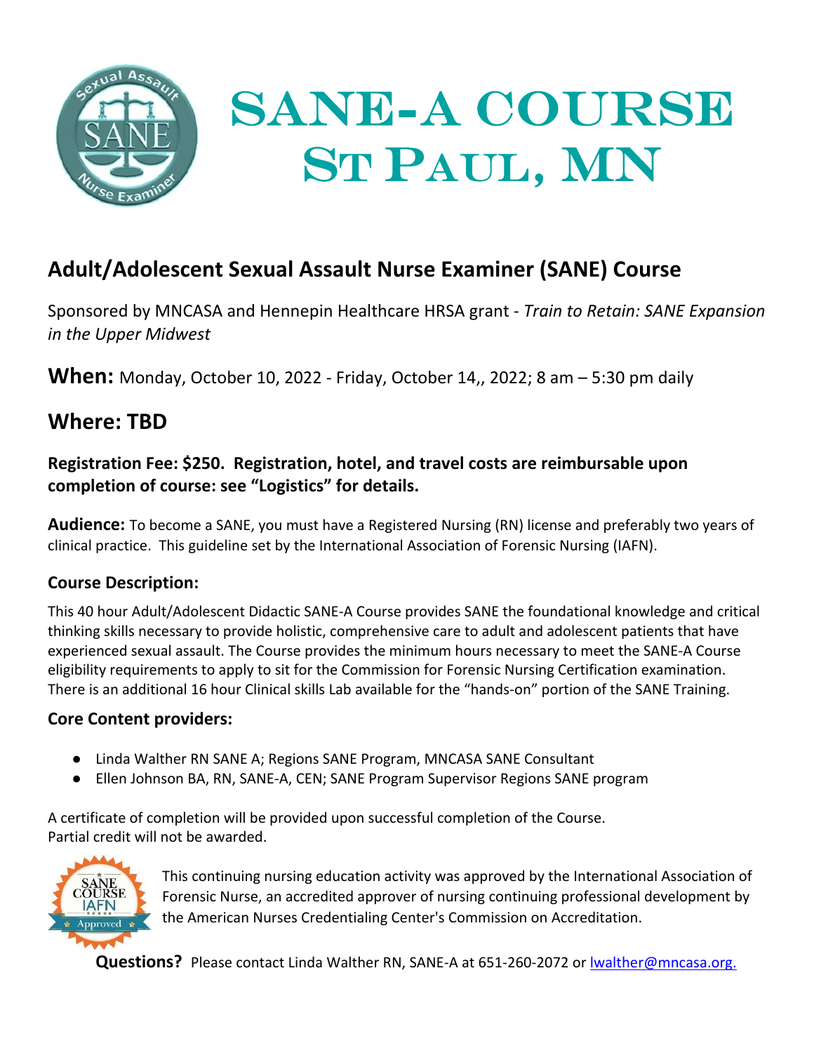# SANE-A COURSE
# ST PAUL, MN

## Adult/Adolescent Sexual Assault Nurse Examiner (SANE) Course

Sponsored by MNCASA and Hennepin Healthcare HRSA grant - *Train to Retain: SANE Expansion in the Upper Midwest*

**When:** Monday, October 10, 2022 - Friday, October 14,, 2022; 8 am – 5:30 pm daily

## Where: TBD

**Registration Fee: $250. Registration, hotel, and travel costs are reimbursable upon completion of course: see "Logistics" for details.**

**Audience:** To become a SANE, you must have a Registered Nursing (RN) license and preferably two years of clinical practice. This guideline set by the International Association of Forensic Nursing (IAFN).

### Course Description:

This 40 hour Adult/Adolescent Didactic SANE-A Course provides SANE the foundational knowledge and critical thinking skills necessary to provide holistic, comprehensive care to adult and adolescent patients that have experienced sexual assault. The Course provides the minimum hours necessary to meet the SANE-A Course eligibility requirements to apply to sit for the Commission for Forensic Nursing Certification examination. There is an additional 16 hour Clinical skills Lab available for the "hands-on" portion of the SANE Training.

### Core Content providers:

- Linda Walther RN SANE A; Regions SANE Program, MNCASA SANE Consultant
- Ellen Johnson BA, RN, SANE-A, CEN; SANE Program Supervisor Regions SANE program

A certificate of completion will be provided upon successful completion of the Course.
Partial credit will not be awarded.

This continuing nursing education activity was approved by the International Association of Forensic Nurse, an accredited approver of nursing continuing professional development by the American Nurses Credentialing Center's Commission on Accreditation.

**Questions?** Please contact Linda Walther RN, SANE-A at 651-260-2072 or lwalther@mncasa.org.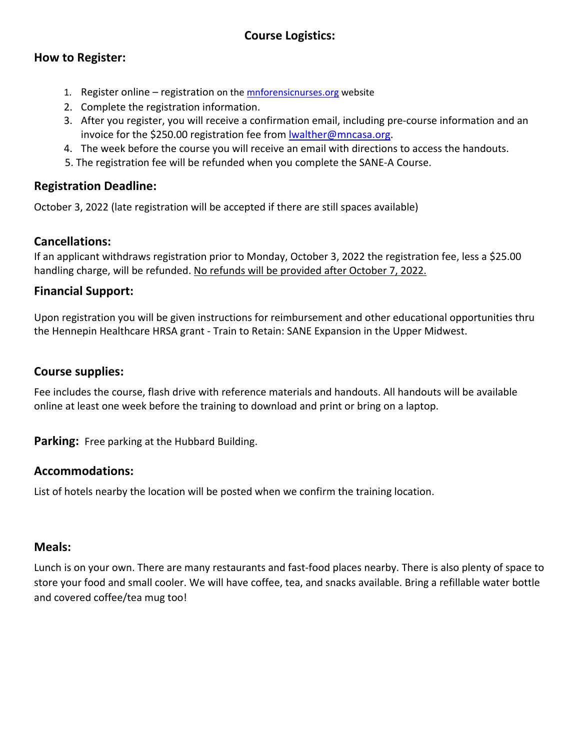## Course Logistics:

### How to Register:

1. Register online – registration on the mnforensicnurses.org website
2. Complete the registration information.
3. After you register, you will receive a confirmation email, including pre-course information and an invoice for the $250.00 registration fee from lwalther@mncasa.org.
4. The week before the course you will receive an email with directions to access the handouts.
5. The registration fee will be refunded when you complete the SANE-A Course.

### Registration Deadline:

October 3, 2022 (late registration will be accepted if there are still spaces available)

### Cancellations:

If an applicant withdraws registration prior to Monday, October 3, 2022 the registration fee, less a $25.00 handling charge, will be refunded. No refunds will be provided after October 7, 2022.

### Financial Support:

Upon registration you will be given instructions for reimbursement and other educational opportunities thru the Hennepin Healthcare HRSA grant - Train to Retain: SANE Expansion in the Upper Midwest.

### Course supplies:

Fee includes the course, flash drive with reference materials and handouts. All handouts will be available online at least one week before the training to download and print or bring on a laptop.

**Parking:** Free parking at the Hubbard Building.

### Accommodations:

List of hotels nearby the location will be posted when we confirm the training location.

### Meals:

Lunch is on your own. There are many restaurants and fast-food places nearby. There is also plenty of space to store your food and small cooler. We will have coffee, tea, and snacks available. Bring a refillable water bottle and covered coffee/tea mug too!